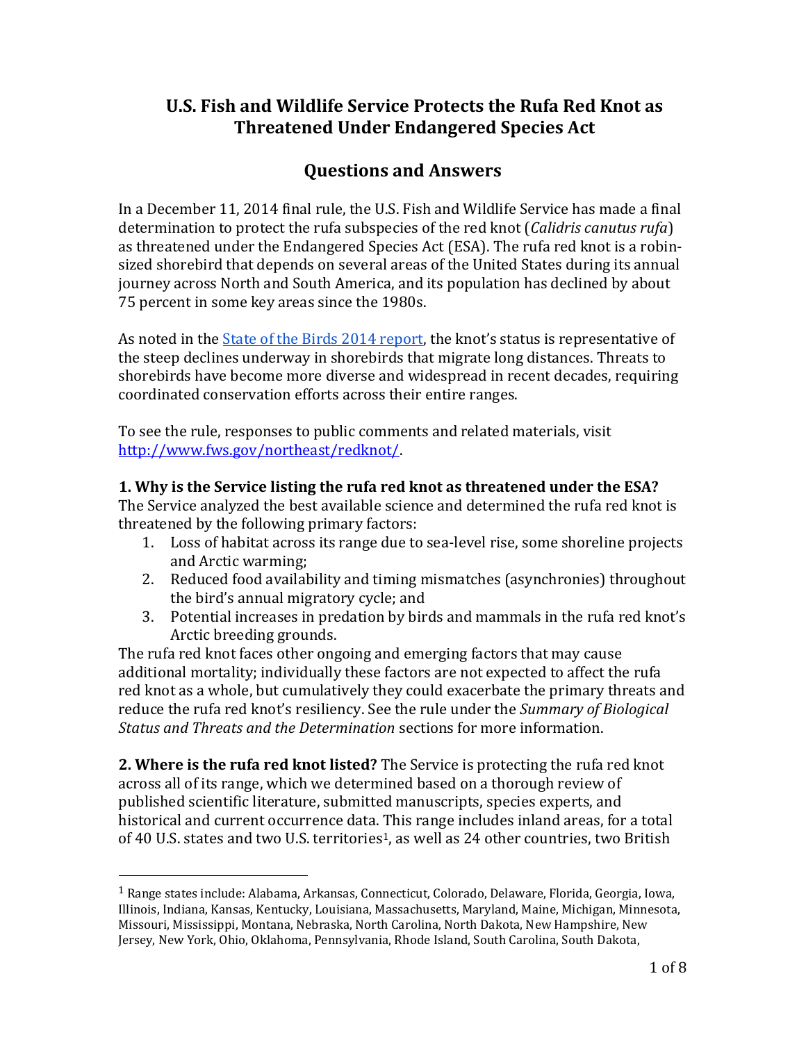# U.S. Fish and Wildlife Service Protects the Rufa Red Knot as Threatened Under Endangered Species Act

## Questions and Answers

In a December 11, 2014 final rule, the U.S. Fish and Wildlife Service has made a final determination to protect the rufa subspecies of the red knot (*Calidris canutus rufa*) as threatened under the Endangered Species Act (ESA). The rufa red knot is a robin-sized shorebird that depends on several areas of the United States during its annual journey across North and South America, and its population has declined by about 75 percent in some key areas since the 1980s.

As noted in the [State of the Birds 2014 report](), the knot's status is representative of the steep declines underway in shorebirds that migrate long distances. Threats to shorebirds have become more diverse and widespread in recent decades, requiring coordinated conservation efforts across their entire ranges.

To see the rule, responses to public comments and related materials, visit [http://www.fws.gov/northeast/redknot/](http://www.fws.gov/northeast/redknot/).

**1. Why is the Service listing the rufa red knot as threatened under the ESA?**
The Service analyzed the best available science and determined the rufa red knot is threatened by the following primary factors:

1. Loss of habitat across its range due to sea-level rise, some shoreline projects and Arctic warming;
2. Reduced food availability and timing mismatches (asynchronies) throughout the bird's annual migratory cycle; and
3. Potential increases in predation by birds and mammals in the rufa red knot's Arctic breeding grounds.

The rufa red knot faces other ongoing and emerging factors that may cause additional mortality; individually these factors are not expected to affect the rufa red knot as a whole, but cumulatively they could exacerbate the primary threats and reduce the rufa red knot's resiliency. See the rule under the *Summary of Biological Status and Threats and the Determination* sections for more information.

**2. Where is the rufa red knot listed?** The Service is protecting the rufa red knot across all of its range, which we determined based on a thorough review of published scientific literature, submitted manuscripts, species experts, and historical and current occurrence data. This range includes inland areas, for a total of 40 U.S. states and two U.S. territories[1], as well as 24 other countries, two British

---

[1] Range states include: Alabama, Arkansas, Connecticut, Colorado, Delaware, Florida, Georgia, Iowa, Illinois, Indiana, Kansas, Kentucky, Louisiana, Massachusetts, Maryland, Maine, Michigan, Minnesota, Missouri, Mississippi, Montana, Nebraska, North Carolina, North Dakota, New Hampshire, New Jersey, New York, Ohio, Oklahoma, Pennsylvania, Rhode Island, South Carolina, South Dakota,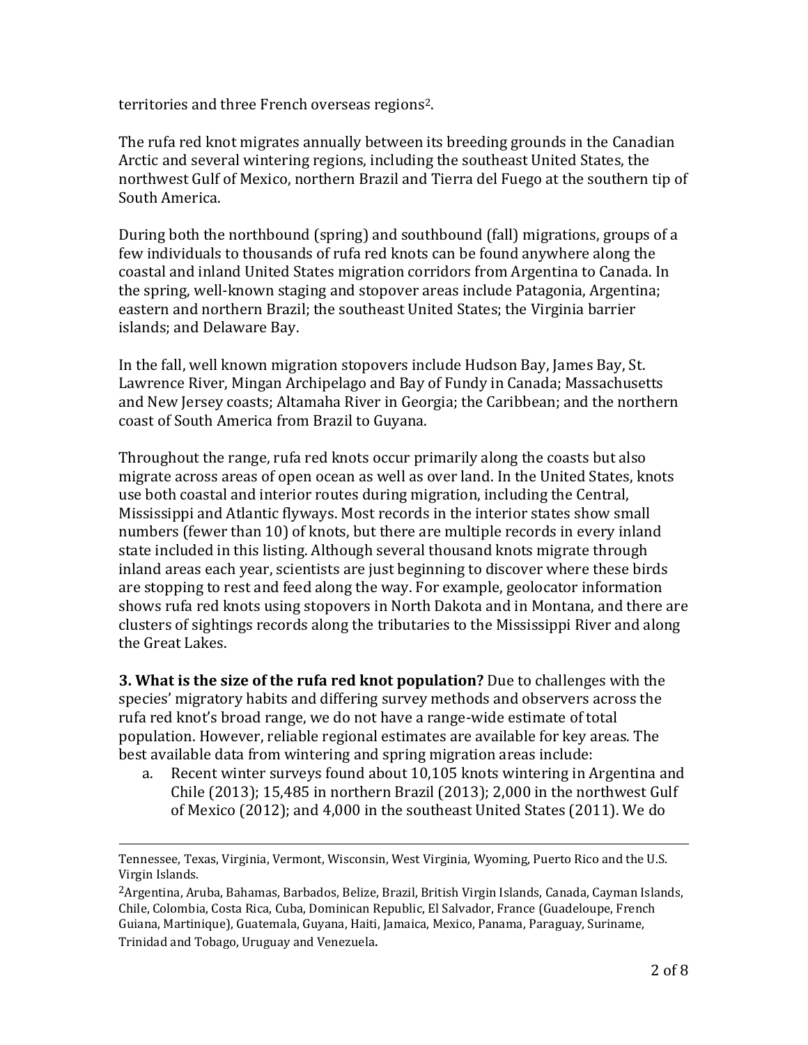territories and three French overseas regions[2].

The rufa red knot migrates annually between its breeding grounds in the Canadian Arctic and several wintering regions, including the southeast United States, the northwest Gulf of Mexico, northern Brazil and Tierra del Fuego at the southern tip of South America.

During both the northbound (spring) and southbound (fall) migrations, groups of a few individuals to thousands of rufa red knots can be found anywhere along the coastal and inland United States migration corridors from Argentina to Canada. In the spring, well-known staging and stopover areas include Patagonia, Argentina; eastern and northern Brazil; the southeast United States; the Virginia barrier islands; and Delaware Bay.

In the fall, well known migration stopovers include Hudson Bay, James Bay, St. Lawrence River, Mingan Archipelago and Bay of Fundy in Canada; Massachusetts and New Jersey coasts; Altamaha River in Georgia; the Caribbean; and the northern coast of South America from Brazil to Guyana.

Throughout the range, rufa red knots occur primarily along the coasts but also migrate across areas of open ocean as well as over land. In the United States, knots use both coastal and interior routes during migration, including the Central, Mississippi and Atlantic flyways. Most records in the interior states show small numbers (fewer than 10) of knots, but there are multiple records in every inland state included in this listing. Although several thousand knots migrate through inland areas each year, scientists are just beginning to discover where these birds are stopping to rest and feed along the way. For example, geolocator information shows rufa red knots using stopovers in North Dakota and in Montana, and there are clusters of sightings records along the tributaries to the Mississippi River and along the Great Lakes.

**3. What is the size of the rufa red knot population?** Due to challenges with the species' migratory habits and differing survey methods and observers across the rufa red knot's broad range, we do not have a range-wide estimate of total population. However, reliable regional estimates are available for key areas. The best available data from wintering and spring migration areas include:

a. Recent winter surveys found about 10,105 knots wintering in Argentina and Chile (2013); 15,485 in northern Brazil (2013); 2,000 in the northwest Gulf of Mexico (2012); and 4,000 in the southeast United States (2011). We do

---

Tennessee, Texas, Virginia, Vermont, Wisconsin, West Virginia, Wyoming, Puerto Rico and the U.S. Virgin Islands.

[2] Argentina, Aruba, Bahamas, Barbados, Belize, Brazil, British Virgin Islands, Canada, Cayman Islands, Chile, Colombia, Costa Rica, Cuba, Dominican Republic, El Salvador, France (Guadeloupe, French Guiana, Martinique), Guatemala, Guyana, Haiti, Jamaica, Mexico, Panama, Paraguay, Suriname, Trinidad and Tobago, Uruguay and Venezuela.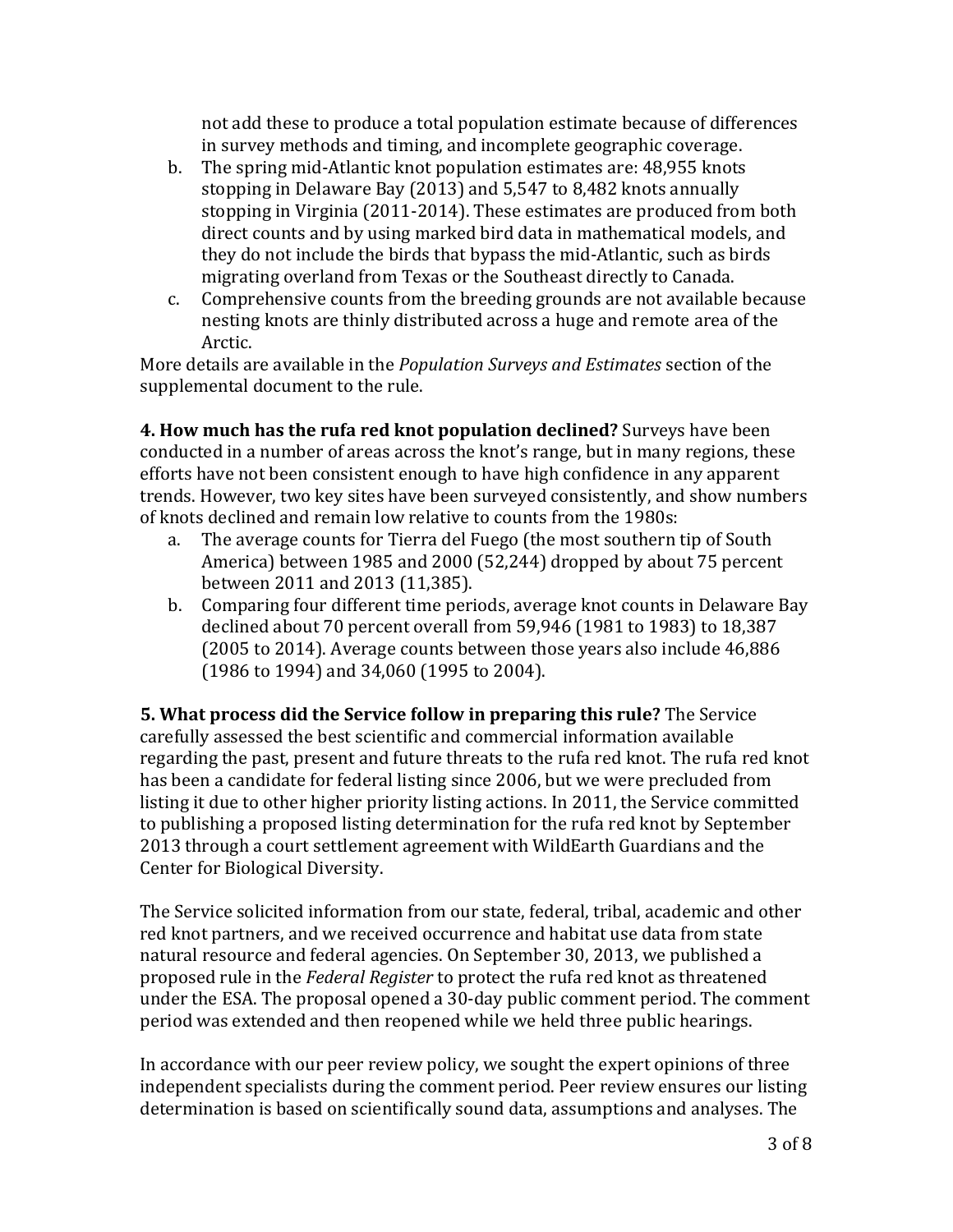not add these to produce a total population estimate because of differences in survey methods and timing, and incomplete geographic coverage.

b. The spring mid-Atlantic knot population estimates are: 48,955 knots stopping in Delaware Bay (2013) and 5,547 to 8,482 knots annually stopping in Virginia (2011-2014). These estimates are produced from both direct counts and by using marked bird data in mathematical models, and they do not include the birds that bypass the mid-Atlantic, such as birds migrating overland from Texas or the Southeast directly to Canada.

c. Comprehensive counts from the breeding grounds are not available because nesting knots are thinly distributed across a huge and remote area of the Arctic.

More details are available in the *Population Surveys and Estimates* section of the supplemental document to the rule.

**4. How much has the rufa red knot population declined?** Surveys have been conducted in a number of areas across the knot's range, but in many regions, these efforts have not been consistent enough to have high confidence in any apparent trends. However, two key sites have been surveyed consistently, and show numbers of knots declined and remain low relative to counts from the 1980s:

a. The average counts for Tierra del Fuego (the most southern tip of South America) between 1985 and 2000 (52,244) dropped by about 75 percent between 2011 and 2013 (11,385).

b. Comparing four different time periods, average knot counts in Delaware Bay declined about 70 percent overall from 59,946 (1981 to 1983) to 18,387 (2005 to 2014). Average counts between those years also include 46,886 (1986 to 1994) and 34,060 (1995 to 2004).

**5. What process did the Service follow in preparing this rule?** The Service carefully assessed the best scientific and commercial information available regarding the past, present and future threats to the rufa red knot. The rufa red knot has been a candidate for federal listing since 2006, but we were precluded from listing it due to other higher priority listing actions. In 2011, the Service committed to publishing a proposed listing determination for the rufa red knot by September 2013 through a court settlement agreement with WildEarth Guardians and the Center for Biological Diversity.

The Service solicited information from our state, federal, tribal, academic and other red knot partners, and we received occurrence and habitat use data from state natural resource and federal agencies. On September 30, 2013, we published a proposed rule in the *Federal Register* to protect the rufa red knot as threatened under the ESA. The proposal opened a 30-day public comment period. The comment period was extended and then reopened while we held three public hearings.

In accordance with our peer review policy, we sought the expert opinions of three independent specialists during the comment period. Peer review ensures our listing determination is based on scientifically sound data, assumptions and analyses. The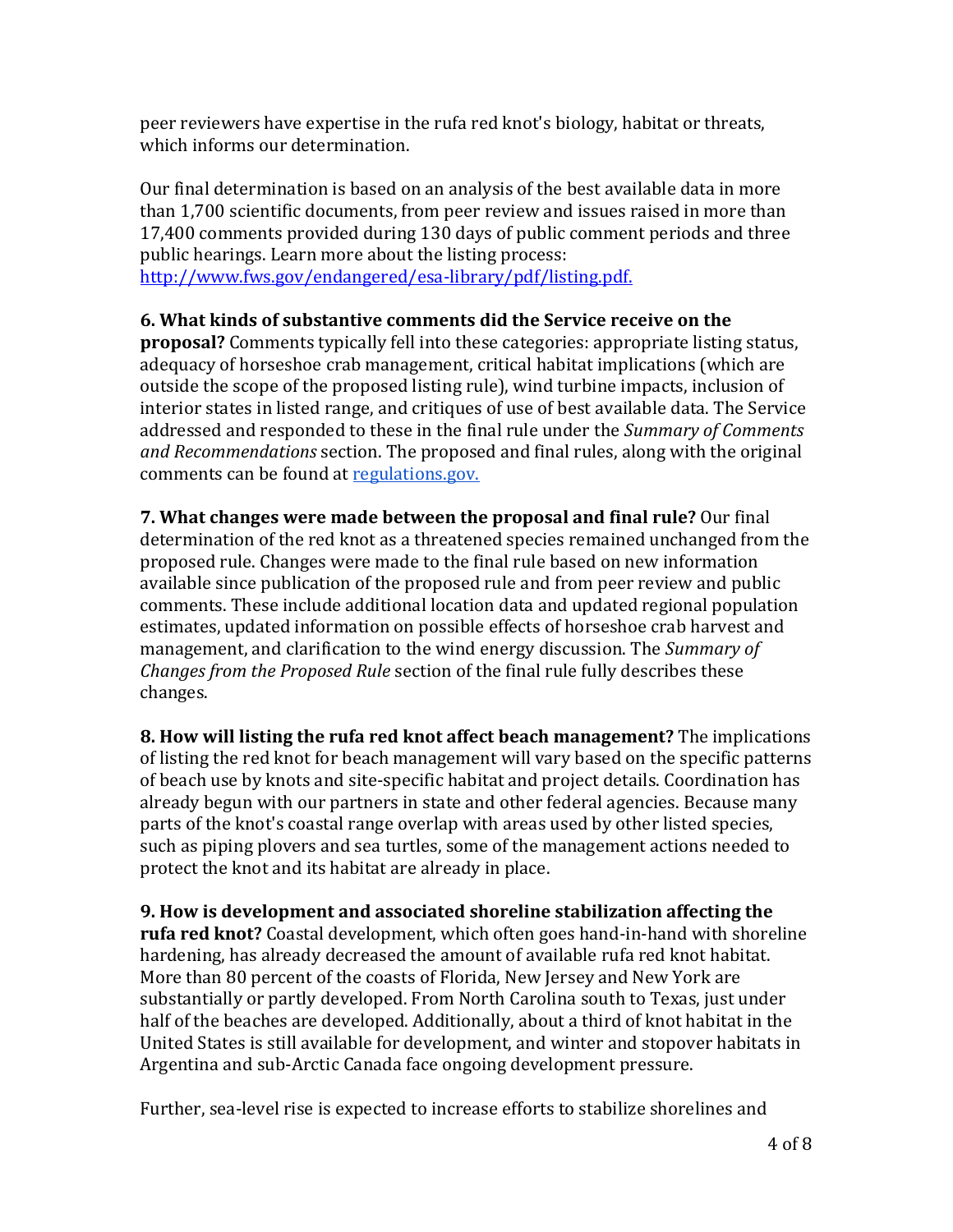peer reviewers have expertise in the rufa red knot's biology, habitat or threats, which informs our determination.

Our final determination is based on an analysis of the best available data in more than 1,700 scientific documents, from peer review and issues raised in more than 17,400 comments provided during 130 days of public comment periods and three public hearings. Learn more about the listing process: [http://www.fws.gov/endangered/esa-library/pdf/listing.pdf.](http://www.fws.gov/endangered/esa-library/pdf/listing.pdf)

**6. What kinds of substantive comments did the Service receive on the proposal?** Comments typically fell into these categories: appropriate listing status, adequacy of horseshoe crab management, critical habitat implications (which are outside the scope of the proposed listing rule), wind turbine impacts, inclusion of interior states in listed range, and critiques of use of best available data. The Service addressed and responded to these in the final rule under the *Summary of Comments and Recommendations* section. The proposed and final rules, along with the original comments can be found at [regulations.gov.](http://regulations.gov)

**7. What changes were made between the proposal and final rule?** Our final determination of the red knot as a threatened species remained unchanged from the proposed rule. Changes were made to the final rule based on new information available since publication of the proposed rule and from peer review and public comments. These include additional location data and updated regional population estimates, updated information on possible effects of horseshoe crab harvest and management, and clarification to the wind energy discussion. The *Summary of Changes from the Proposed Rule* section of the final rule fully describes these changes.

**8. How will listing the rufa red knot affect beach management?** The implications of listing the red knot for beach management will vary based on the specific patterns of beach use by knots and site-specific habitat and project details. Coordination has already begun with our partners in state and other federal agencies. Because many parts of the knot's coastal range overlap with areas used by other listed species, such as piping plovers and sea turtles, some of the management actions needed to protect the knot and its habitat are already in place.

**9. How is development and associated shoreline stabilization affecting the rufa red knot?** Coastal development, which often goes hand-in-hand with shoreline hardening, has already decreased the amount of available rufa red knot habitat. More than 80 percent of the coasts of Florida, New Jersey and New York are substantially or partly developed. From North Carolina south to Texas, just under half of the beaches are developed. Additionally, about a third of knot habitat in the United States is still available for development, and winter and stopover habitats in Argentina and sub-Arctic Canada face ongoing development pressure.

Further, sea-level rise is expected to increase efforts to stabilize shorelines and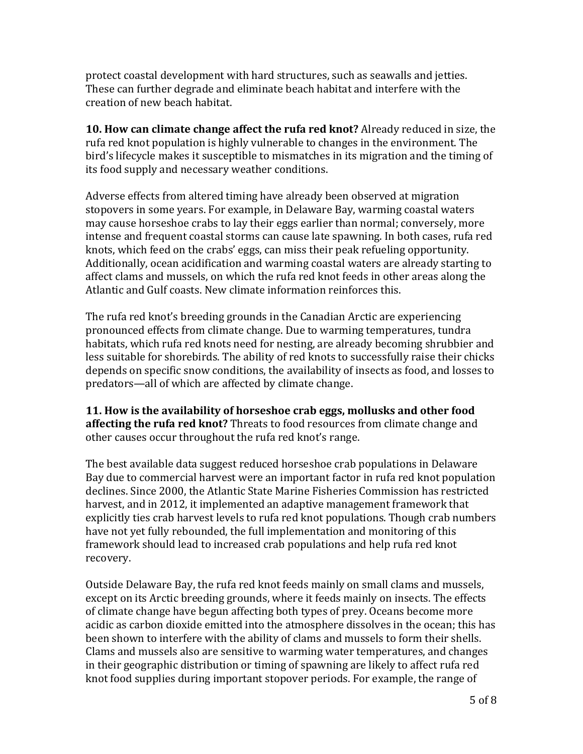protect coastal development with hard structures, such as seawalls and jetties. These can further degrade and eliminate beach habitat and interfere with the creation of new beach habitat.

**10. How can climate change affect the rufa red knot?** Already reduced in size, the rufa red knot population is highly vulnerable to changes in the environment. The bird's lifecycle makes it susceptible to mismatches in its migration and the timing of its food supply and necessary weather conditions.

Adverse effects from altered timing have already been observed at migration stopovers in some years. For example, in Delaware Bay, warming coastal waters may cause horseshoe crabs to lay their eggs earlier than normal; conversely, more intense and frequent coastal storms can cause late spawning. In both cases, rufa red knots, which feed on the crabs' eggs, can miss their peak refueling opportunity. Additionally, ocean acidification and warming coastal waters are already starting to affect clams and mussels, on which the rufa red knot feeds in other areas along the Atlantic and Gulf coasts. New climate information reinforces this.

The rufa red knot's breeding grounds in the Canadian Arctic are experiencing pronounced effects from climate change. Due to warming temperatures, tundra habitats, which rufa red knots need for nesting, are already becoming shrubbier and less suitable for shorebirds. The ability of red knots to successfully raise their chicks depends on specific snow conditions, the availability of insects as food, and losses to predators—all of which are affected by climate change.

**11. How is the availability of horseshoe crab eggs, mollusks and other food affecting the rufa red knot?** Threats to food resources from climate change and other causes occur throughout the rufa red knot's range.

The best available data suggest reduced horseshoe crab populations in Delaware Bay due to commercial harvest were an important factor in rufa red knot population declines. Since 2000, the Atlantic State Marine Fisheries Commission has restricted harvest, and in 2012, it implemented an adaptive management framework that explicitly ties crab harvest levels to rufa red knot populations. Though crab numbers have not yet fully rebounded, the full implementation and monitoring of this framework should lead to increased crab populations and help rufa red knot recovery.

Outside Delaware Bay, the rufa red knot feeds mainly on small clams and mussels, except on its Arctic breeding grounds, where it feeds mainly on insects. The effects of climate change have begun affecting both types of prey. Oceans become more acidic as carbon dioxide emitted into the atmosphere dissolves in the ocean; this has been shown to interfere with the ability of clams and mussels to form their shells. Clams and mussels also are sensitive to warming water temperatures, and changes in their geographic distribution or timing of spawning are likely to affect rufa red knot food supplies during important stopover periods. For example, the range of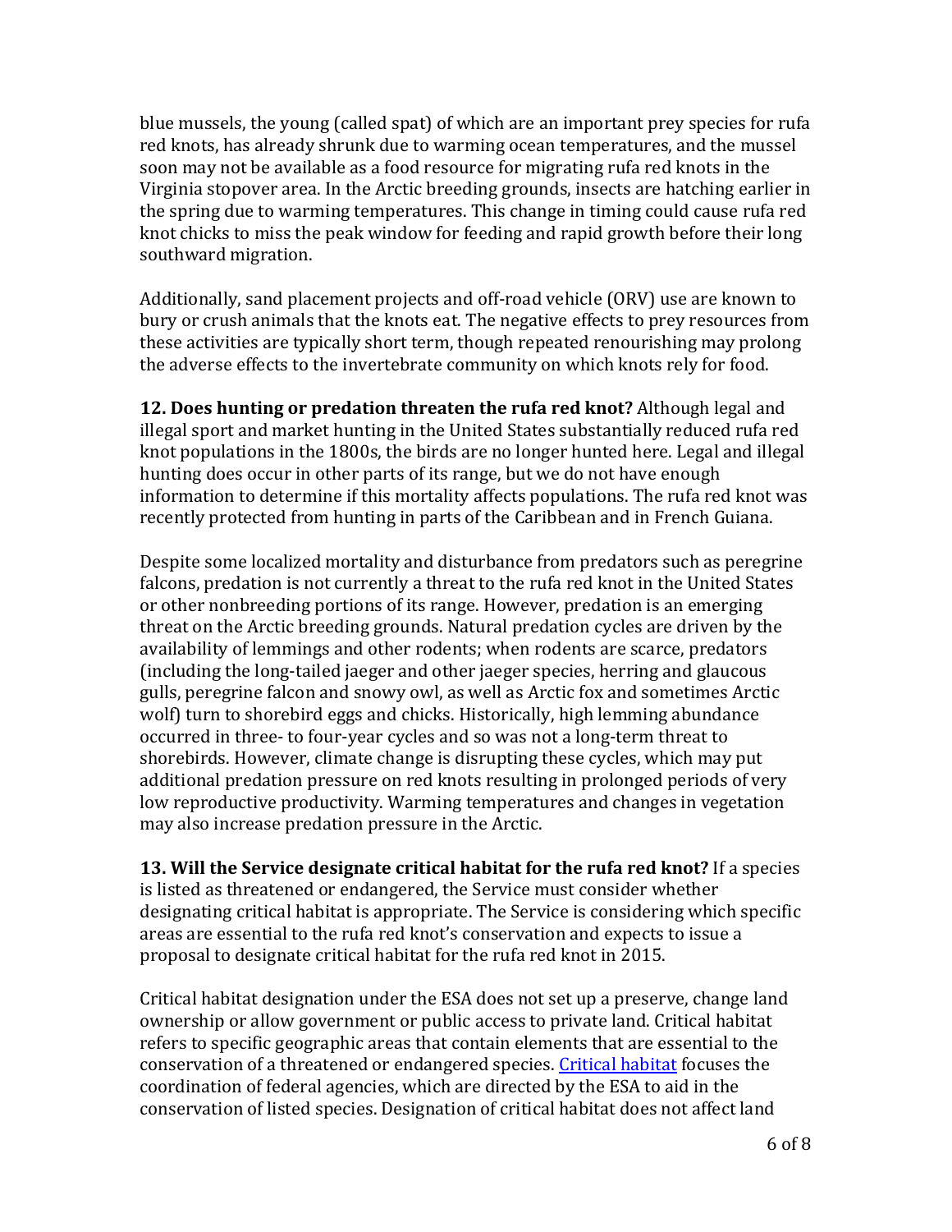blue mussels, the young (called spat) of which are an important prey species for rufa red knots, has already shrunk due to warming ocean temperatures, and the mussel soon may not be available as a food resource for migrating rufa red knots in the Virginia stopover area. In the Arctic breeding grounds, insects are hatching earlier in the spring due to warming temperatures. This change in timing could cause rufa red knot chicks to miss the peak window for feeding and rapid growth before their long southward migration.

Additionally, sand placement projects and off-road vehicle (ORV) use are known to bury or crush animals that the knots eat. The negative effects to prey resources from these activities are typically short term, though repeated renourishing may prolong the adverse effects to the invertebrate community on which knots rely for food.

**12. Does hunting or predation threaten the rufa red knot?** Although legal and illegal sport and market hunting in the United States substantially reduced rufa red knot populations in the 1800s, the birds are no longer hunted here. Legal and illegal hunting does occur in other parts of its range, but we do not have enough information to determine if this mortality affects populations. The rufa red knot was recently protected from hunting in parts of the Caribbean and in French Guiana.

Despite some localized mortality and disturbance from predators such as peregrine falcons, predation is not currently a threat to the rufa red knot in the United States or other nonbreeding portions of its range. However, predation is an emerging threat on the Arctic breeding grounds. Natural predation cycles are driven by the availability of lemmings and other rodents; when rodents are scarce, predators (including the long-tailed jaeger and other jaeger species, herring and glaucous gulls, peregrine falcon and snowy owl, as well as Arctic fox and sometimes Arctic wolf) turn to shorebird eggs and chicks. Historically, high lemming abundance occurred in three- to four-year cycles and so was not a long-term threat to shorebirds. However, climate change is disrupting these cycles, which may put additional predation pressure on red knots resulting in prolonged periods of very low reproductive productivity. Warming temperatures and changes in vegetation may also increase predation pressure in the Arctic.

**13. Will the Service designate critical habitat for the rufa red knot?** If a species is listed as threatened or endangered, the Service must consider whether designating critical habitat is appropriate. The Service is considering which specific areas are essential to the rufa red knot's conservation and expects to issue a proposal to designate critical habitat for the rufa red knot in 2015.

Critical habitat designation under the ESA does not set up a preserve, change land ownership or allow government or public access to private land. Critical habitat refers to specific geographic areas that contain elements that are essential to the conservation of a threatened or endangered species. Critical habitat focuses the coordination of federal agencies, which are directed by the ESA to aid in the conservation of listed species. Designation of critical habitat does not affect land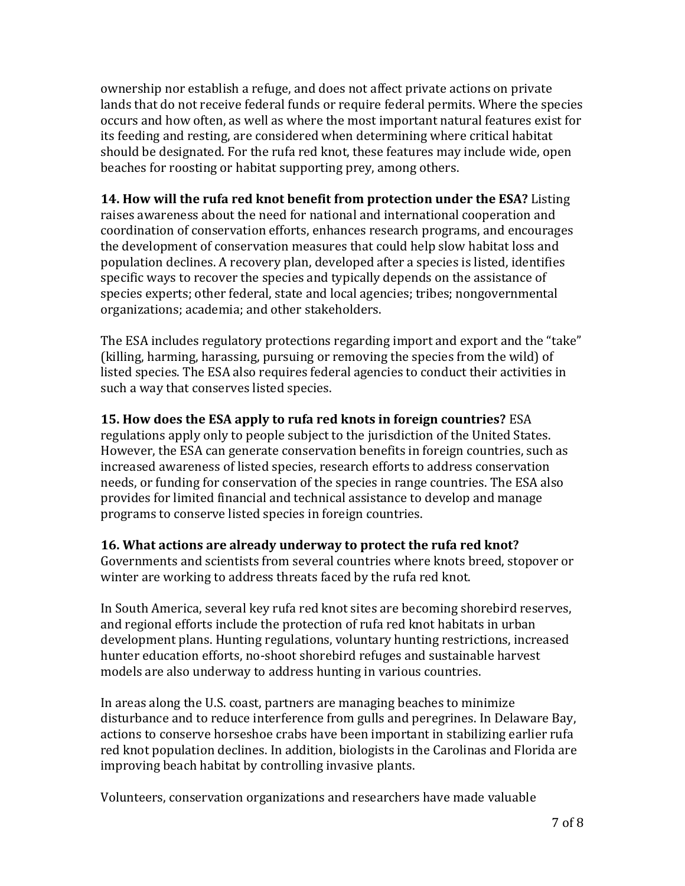ownership nor establish a refuge, and does not affect private actions on private lands that do not receive federal funds or require federal permits. Where the species occurs and how often, as well as where the most important natural features exist for its feeding and resting, are considered when determining where critical habitat should be designated. For the rufa red knot, these features may include wide, open beaches for roosting or habitat supporting prey, among others.

**14. How will the rufa red knot benefit from protection under the ESA?** Listing raises awareness about the need for national and international cooperation and coordination of conservation efforts, enhances research programs, and encourages the development of conservation measures that could help slow habitat loss and population declines. A recovery plan, developed after a species is listed, identifies specific ways to recover the species and typically depends on the assistance of species experts; other federal, state and local agencies; tribes; nongovernmental organizations; academia; and other stakeholders.

The ESA includes regulatory protections regarding import and export and the "take" (killing, harming, harassing, pursuing or removing the species from the wild) of listed species. The ESA also requires federal agencies to conduct their activities in such a way that conserves listed species.

**15. How does the ESA apply to rufa red knots in foreign countries?** ESA regulations apply only to people subject to the jurisdiction of the United States. However, the ESA can generate conservation benefits in foreign countries, such as increased awareness of listed species, research efforts to address conservation needs, or funding for conservation of the species in range countries. The ESA also provides for limited financial and technical assistance to develop and manage programs to conserve listed species in foreign countries.

**16. What actions are already underway to protect the rufa red knot?** Governments and scientists from several countries where knots breed, stopover or winter are working to address threats faced by the rufa red knot.

In South America, several key rufa red knot sites are becoming shorebird reserves, and regional efforts include the protection of rufa red knot habitats in urban development plans. Hunting regulations, voluntary hunting restrictions, increased hunter education efforts, no-shoot shorebird refuges and sustainable harvest models are also underway to address hunting in various countries.

In areas along the U.S. coast, partners are managing beaches to minimize disturbance and to reduce interference from gulls and peregrines. In Delaware Bay, actions to conserve horseshoe crabs have been important in stabilizing earlier rufa red knot population declines. In addition, biologists in the Carolinas and Florida are improving beach habitat by controlling invasive plants.

Volunteers, conservation organizations and researchers have made valuable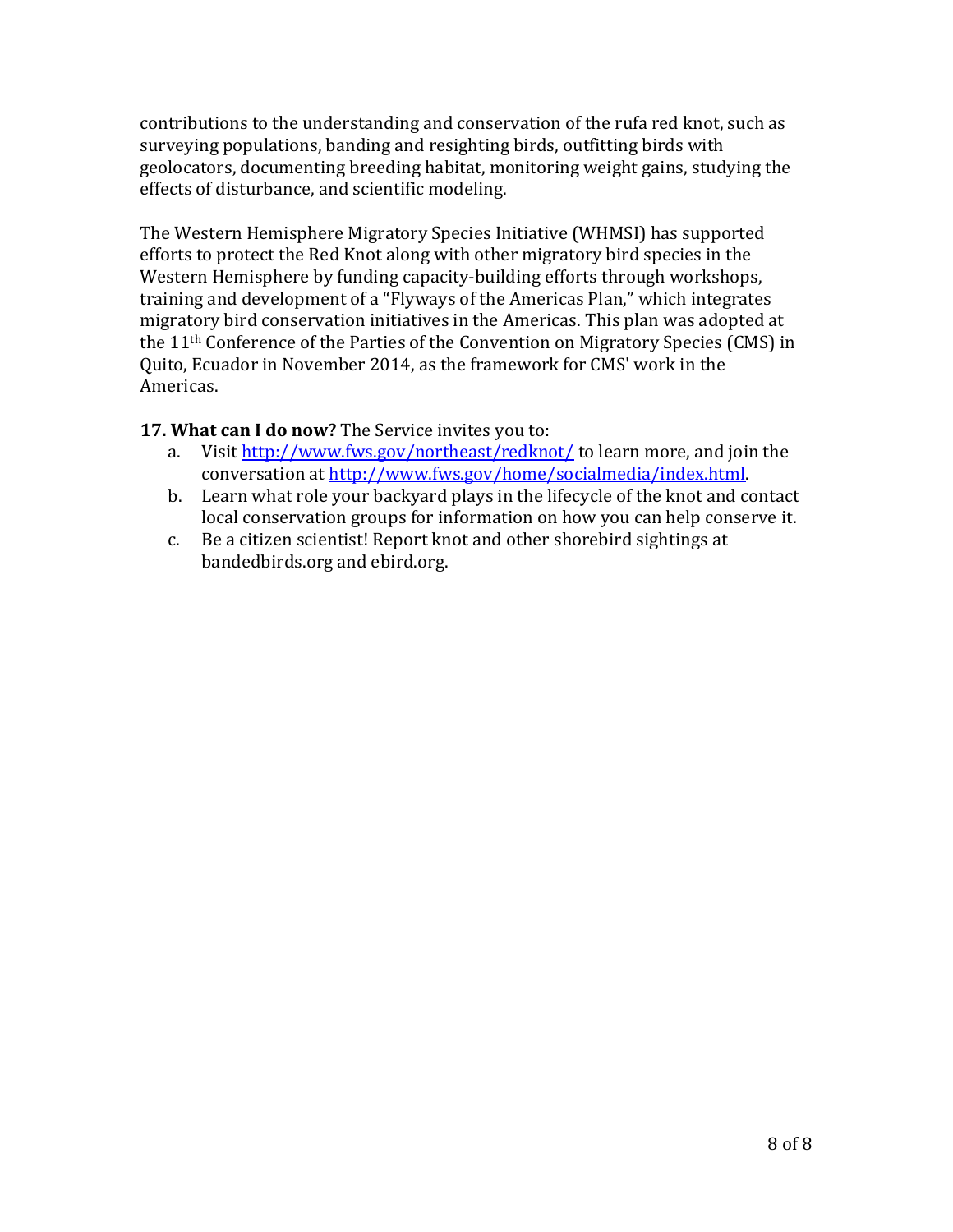contributions to the understanding and conservation of the rufa red knot, such as surveying populations, banding and resighting birds, outfitting birds with geolocators, documenting breeding habitat, monitoring weight gains, studying the effects of disturbance, and scientific modeling.

The Western Hemisphere Migratory Species Initiative (WHMSI) has supported efforts to protect the Red Knot along with other migratory bird species in the Western Hemisphere by funding capacity-building efforts through workshops, training and development of a "Flyways of the Americas Plan," which integrates migratory bird conservation initiatives in the Americas. This plan was adopted at the 11th Conference of the Parties of the Convention on Migratory Species (CMS) in Quito, Ecuador in November 2014, as the framework for CMS' work in the Americas.

**17. What can I do now?** The Service invites you to:

a. Visit [http://www.fws.gov/northeast/redknot/](http://www.fws.gov/northeast/redknot/) to learn more, and join the conversation at [http://www.fws.gov/home/socialmedia/index.html](http://www.fws.gov/home/socialmedia/index.html).
b. Learn what role your backyard plays in the lifecycle of the knot and contact local conservation groups for information on how you can help conserve it.
c. Be a citizen scientist! Report knot and other shorebird sightings at bandedbirds.org and ebird.org.